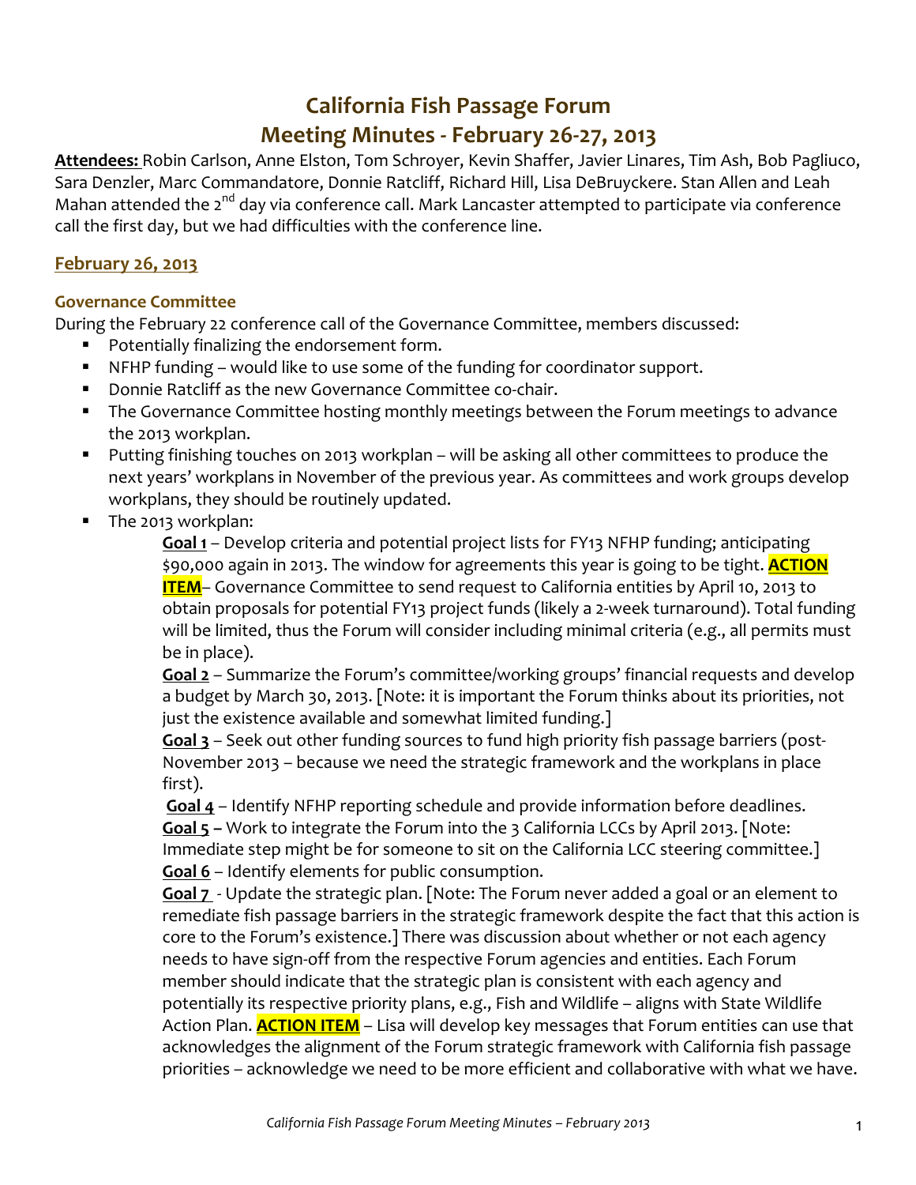# California Fish Passage Forum
# Meeting Minutes - February 26-27, 2013

**Attendees:** Robin Carlson, Anne Elston, Tom Schroyer, Kevin Shaffer, Javier Linares, Tim Ash, Bob Pagliuco, Sara Denzler, Marc Commandatore, Donnie Ratcliff, Richard Hill, Lisa DeBruyckere. Stan Allen and Leah Mahan attended the 2nd day via conference call. Mark Lancaster attempted to participate via conference call the first day, but we had difficulties with the conference line.

## February 26, 2013

### Governance Committee

During the February 22 conference call of the Governance Committee, members discussed:

- Potentially finalizing the endorsement form.
- NFHP funding – would like to use some of the funding for coordinator support.
- Donnie Ratcliff as the new Governance Committee co-chair.
- The Governance Committee hosting monthly meetings between the Forum meetings to advance the 2013 workplan.
- Putting finishing touches on 2013 workplan – will be asking all other committees to produce the next years' workplans in November of the previous year. As committees and work groups develop workplans, they should be routinely updated.
- The 2013 workplan:

  **Goal 1** – Develop criteria and potential project lists for FY13 NFHP funding; anticipating $90,000 again in 2013. The window for agreements this year is going to be tight. **ACTION ITEM**– Governance Committee to send request to California entities by April 10, 2013 to obtain proposals for potential FY13 project funds (likely a 2-week turnaround). Total funding will be limited, thus the Forum will consider including minimal criteria (e.g., all permits must be in place).

  **Goal 2** – Summarize the Forum's committee/working groups' financial requests and develop a budget by March 30, 2013. [Note: it is important the Forum thinks about its priorities, not just the existence available and somewhat limited funding.]

  **Goal 3** – Seek out other funding sources to fund high priority fish passage barriers (post-November 2013 – because we need the strategic framework and the workplans in place first).

  **Goal 4** – Identify NFHP reporting schedule and provide information before deadlines.

  **Goal 5** – Work to integrate the Forum into the 3 California LCCs by April 2013. [Note: Immediate step might be for someone to sit on the California LCC steering committee.]

  **Goal 6** – Identify elements for public consumption.

  **Goal 7** - Update the strategic plan. [Note: The Forum never added a goal or an element to remediate fish passage barriers in the strategic framework despite the fact that this action is core to the Forum's existence.] There was discussion about whether or not each agency needs to have sign-off from the respective Forum agencies and entities. Each Forum member should indicate that the strategic plan is consistent with each agency and potentially its respective priority plans, e.g., Fish and Wildlife – aligns with State Wildlife Action Plan. **ACTION ITEM** – Lisa will develop key messages that Forum entities can use that acknowledges the alignment of the Forum strategic framework with California fish passage priorities – acknowledge we need to be more efficient and collaborative with what we have.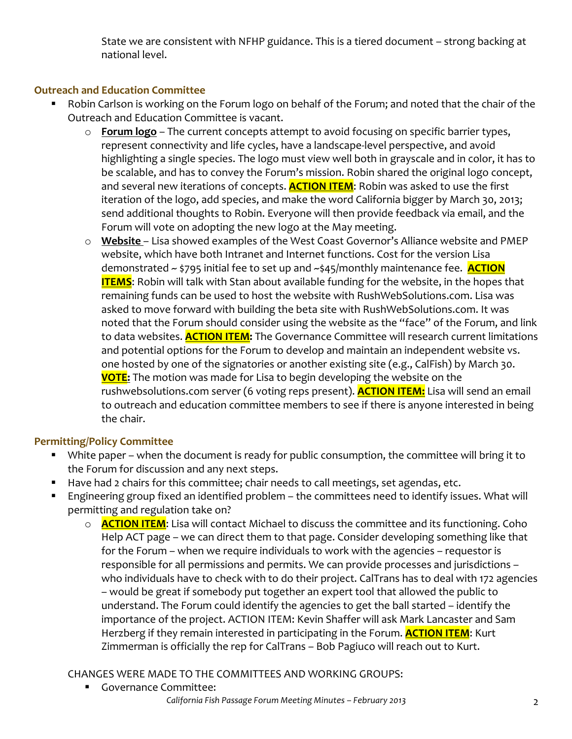State we are consistent with NFHP guidance. This is a tiered document – strong backing at national level.

### Outreach and Education Committee

- Robin Carlson is working on the Forum logo on behalf of the Forum; and noted that the chair of the Outreach and Education Committee is vacant.
  - **Forum logo** – The current concepts attempt to avoid focusing on specific barrier types, represent connectivity and life cycles, have a landscape-level perspective, and avoid highlighting a single species. The logo must view well both in grayscale and in color, it has to be scalable, and has to convey the Forum's mission. Robin shared the original logo concept, and several new iterations of concepts. **ACTION ITEM**: Robin was asked to use the first iteration of the logo, add species, and make the word California bigger by March 30, 2013; send additional thoughts to Robin. Everyone will then provide feedback via email, and the Forum will vote on adopting the new logo at the May meeting.
  - **Website** – Lisa showed examples of the West Coast Governor's Alliance website and PMEP website, which have both Intranet and Internet functions. Cost for the version Lisa demonstrated ~ $795 initial fee to set up and ~$45/monthly maintenance fee. **ACTION ITEMS**: Robin will talk with Stan about available funding for the website, in the hopes that remaining funds can be used to host the website with RushWebSolutions.com. Lisa was asked to move forward with building the beta site with RushWebSolutions.com. It was noted that the Forum should consider using the website as the "face" of the Forum, and link to data websites. **ACTION ITEM:** The Governance Committee will research current limitations and potential options for the Forum to develop and maintain an independent website vs. one hosted by one of the signatories or another existing site (e.g., CalFish) by March 30. **VOTE:** The motion was made for Lisa to begin developing the website on the rushwebsolutions.com server (6 voting reps present). **ACTION ITEM:** Lisa will send an email to outreach and education committee members to see if there is anyone interested in being the chair.

### Permitting/Policy Committee

- White paper – when the document is ready for public consumption, the committee will bring it to the Forum for discussion and any next steps.
- Have had 2 chairs for this committee; chair needs to call meetings, set agendas, etc.
- Engineering group fixed an identified problem – the committees need to identify issues. What will permitting and regulation take on?
  - **ACTION ITEM**: Lisa will contact Michael to discuss the committee and its functioning. Coho Help ACT page – we can direct them to that page. Consider developing something like that for the Forum – when we require individuals to work with the agencies – requestor is responsible for all permissions and permits. We can provide processes and jurisdictions – who individuals have to check with to do their project. CalTrans has to deal with 172 agencies – would be great if somebody put together an expert tool that allowed the public to understand. The Forum could identify the agencies to get the ball started – identify the importance of the project. ACTION ITEM: Kevin Shaffer will ask Mark Lancaster and Sam Herzberg if they remain interested in participating in the Forum. **ACTION ITEM**: Kurt Zimmerman is officially the rep for CalTrans – Bob Pagiuco will reach out to Kurt.

CHANGES WERE MADE TO THE COMMITTEES AND WORKING GROUPS:

- Governance Committee: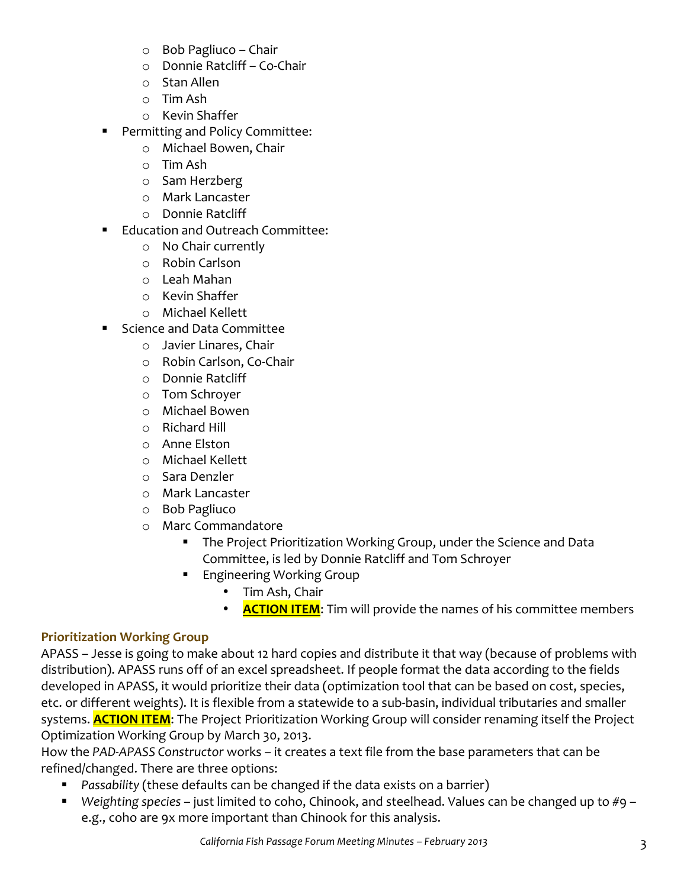- Bob Pagliuco – Chair
    - Donnie Ratcliff – Co-Chair
    - Stan Allen
    - Tim Ash
    - Kevin Shaffer
- Permitting and Policy Committee:
    - Michael Bowen, Chair
    - Tim Ash
    - Sam Herzberg
    - Mark Lancaster
    - Donnie Ratcliff
- Education and Outreach Committee:
    - No Chair currently
    - Robin Carlson
    - Leah Mahan
    - Kevin Shaffer
    - Michael Kellett
- Science and Data Committee
    - Javier Linares, Chair
    - Robin Carlson, Co-Chair
    - Donnie Ratcliff
    - Tom Schroyer
    - Michael Bowen
    - Richard Hill
    - Anne Elston
    - Michael Kellett
    - Sara Denzler
    - Mark Lancaster
    - Bob Pagliuco
    - Marc Commandatore
        - The Project Prioritization Working Group, under the Science and Data Committee, is led by Donnie Ratcliff and Tom Schroyer
        - Engineering Working Group
            - Tim Ash, Chair
            - **ACTION ITEM**: Tim will provide the names of his committee members

### Prioritization Working Group

APASS – Jesse is going to make about 12 hard copies and distribute it that way (because of problems with distribution). APASS runs off of an excel spreadsheet. If people format the data according to the fields developed in APASS, it would prioritize their data (optimization tool that can be based on cost, species, etc. or different weights). It is flexible from a statewide to a sub-basin, individual tributaries and smaller systems. **ACTION ITEM**: The Project Prioritization Working Group will consider renaming itself the Project Optimization Working Group by March 30, 2013.

How the *PAD-APASS Constructor* works – it creates a text file from the base parameters that can be refined/changed. There are three options:

- *Passability* (these defaults can be changed if the data exists on a barrier)
- *Weighting species* – just limited to coho, Chinook, and steelhead. Values can be changed up to #9 – e.g., coho are 9x more important than Chinook for this analysis.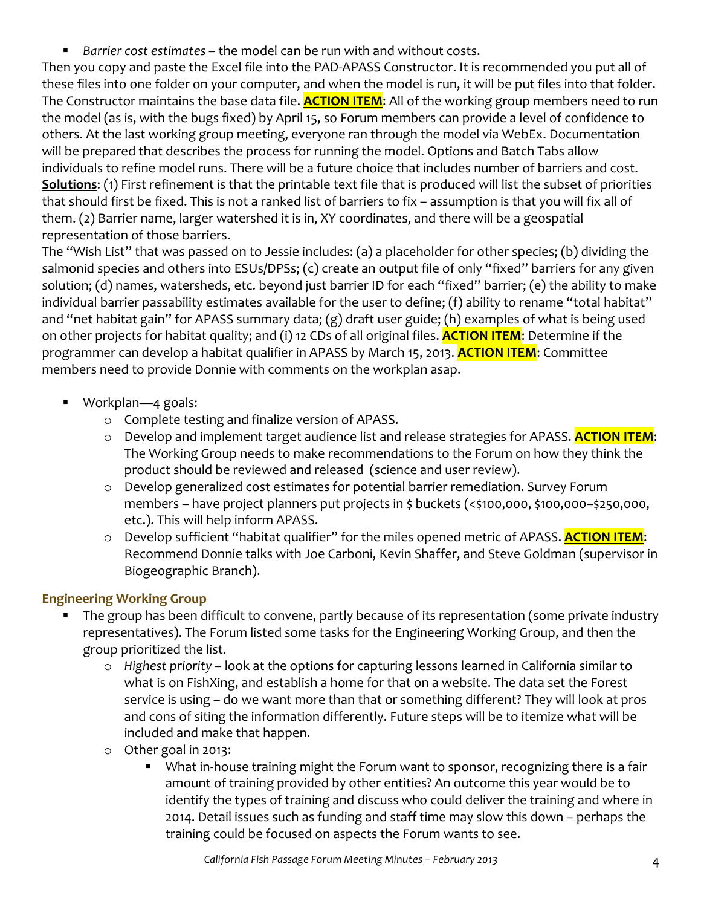- *Barrier cost estimates* – the model can be run with and without costs.

Then you copy and paste the Excel file into the PAD-APASS Constructor. It is recommended you put all of these files into one folder on your computer, and when the model is run, it will be put files into that folder. The Constructor maintains the base data file. **ACTION ITEM**: All of the working group members need to run the model (as is, with the bugs fixed) by April 15, so Forum members can provide a level of confidence to others. At the last working group meeting, everyone ran through the model via WebEx. Documentation will be prepared that describes the process for running the model. Options and Batch Tabs allow individuals to refine model runs. There will be a future choice that includes number of barriers and cost. **Solutions**: (1) First refinement is that the printable text file that is produced will list the subset of priorities that should first be fixed. This is not a ranked list of barriers to fix – assumption is that you will fix all of them. (2) Barrier name, larger watershed it is in, XY coordinates, and there will be a geospatial representation of those barriers.

The "Wish List" that was passed on to Jessie includes: (a) a placeholder for other species; (b) dividing the salmonid species and others into ESUs/DPSs; (c) create an output file of only "fixed" barriers for any given solution; (d) names, watersheds, etc. beyond just barrier ID for each "fixed" barrier; (e) the ability to make individual barrier passability estimates available for the user to define; (f) ability to rename "total habitat" and "net habitat gain" for APASS summary data; (g) draft user guide; (h) examples of what is being used on other projects for habitat quality; and (i) 12 CDs of all original files. **ACTION ITEM**: Determine if the programmer can develop a habitat qualifier in APASS by March 15, 2013. **ACTION ITEM**: Committee members need to provide Donnie with comments on the workplan asap.

- Workplan—4 goals:
  - Complete testing and finalize version of APASS.
  - Develop and implement target audience list and release strategies for APASS. **ACTION ITEM**: The Working Group needs to make recommendations to the Forum on how they think the product should be reviewed and released (science and user review).
  - Develop generalized cost estimates for potential barrier remediation. Survey Forum members – have project planners put projects in $ buckets (<$100,000, $100,000–$250,000, etc.). This will help inform APASS.
  - Develop sufficient "habitat qualifier" for the miles opened metric of APASS. **ACTION ITEM**: Recommend Donnie talks with Joe Carboni, Kevin Shaffer, and Steve Goldman (supervisor in Biogeographic Branch).

### Engineering Working Group

- The group has been difficult to convene, partly because of its representation (some private industry representatives). The Forum listed some tasks for the Engineering Working Group, and then the group prioritized the list.
  - *Highest priority* – look at the options for capturing lessons learned in California similar to what is on FishXing, and establish a home for that on a website. The data set the Forest service is using – do we want more than that or something different? They will look at pros and cons of siting the information differently. Future steps will be to itemize what will be included and make that happen.
  - Other goal in 2013:
    - What in-house training might the Forum want to sponsor, recognizing there is a fair amount of training provided by other entities? An outcome this year would be to identify the types of training and discuss who could deliver the training and where in 2014. Detail issues such as funding and staff time may slow this down – perhaps the training could be focused on aspects the Forum wants to see.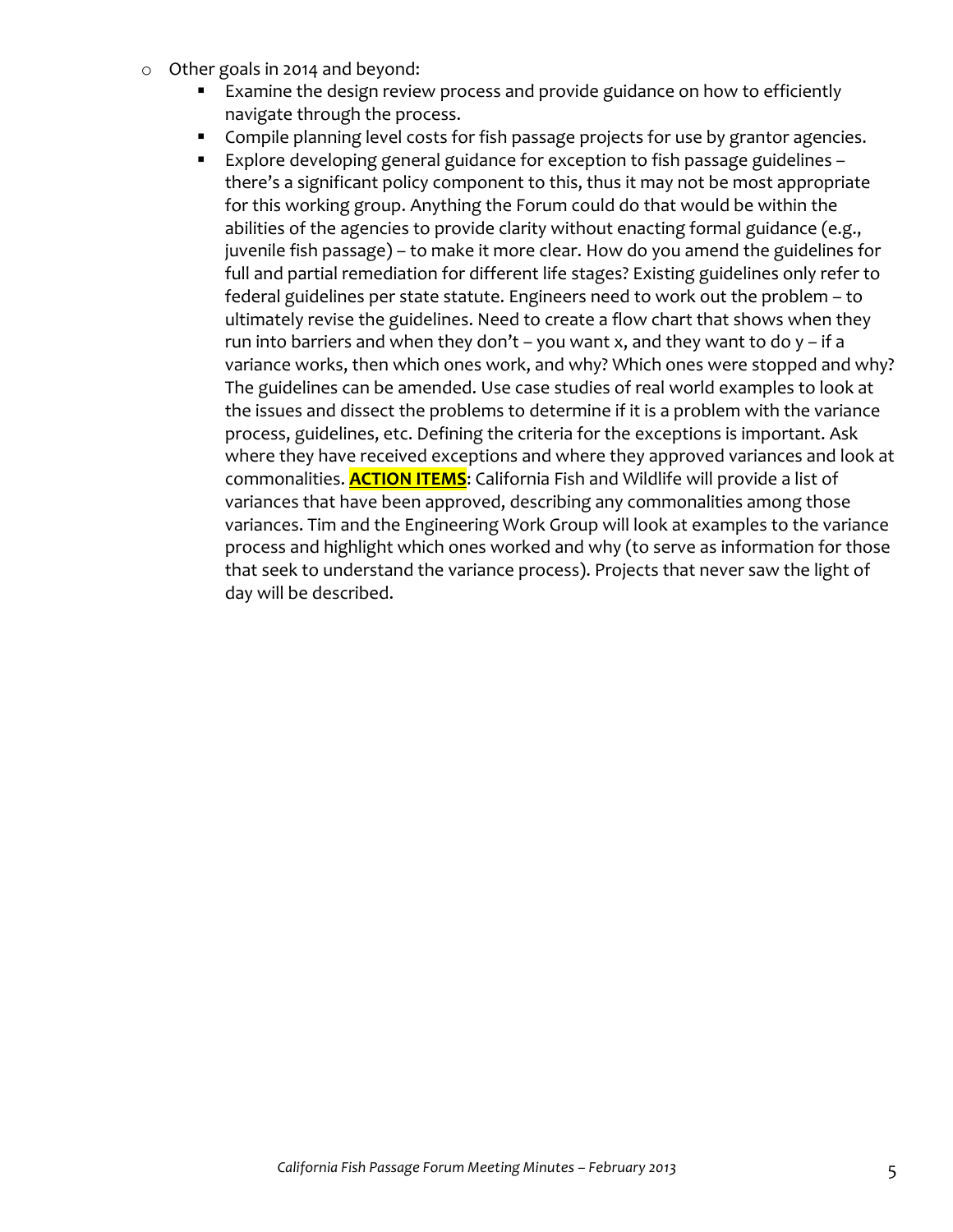- Other goals in 2014 and beyond:
  - Examine the design review process and provide guidance on how to efficiently navigate through the process.
  - Compile planning level costs for fish passage projects for use by grantor agencies.
  - Explore developing general guidance for exception to fish passage guidelines – there's a significant policy component to this, thus it may not be most appropriate for this working group. Anything the Forum could do that would be within the abilities of the agencies to provide clarity without enacting formal guidance (e.g., juvenile fish passage) – to make it more clear. How do you amend the guidelines for full and partial remediation for different life stages? Existing guidelines only refer to federal guidelines per state statute. Engineers need to work out the problem – to ultimately revise the guidelines. Need to create a flow chart that shows when they run into barriers and when they don't – you want x, and they want to do y – if a variance works, then which ones work, and why? Which ones were stopped and why? The guidelines can be amended. Use case studies of real world examples to look at the issues and dissect the problems to determine if it is a problem with the variance process, guidelines, etc. Defining the criteria for the exceptions is important. Ask where they have received exceptions and where they approved variances and look at commonalities. **ACTION ITEMS**: California Fish and Wildlife will provide a list of variances that have been approved, describing any commonalities among those variances. Tim and the Engineering Work Group will look at examples to the variance process and highlight which ones worked and why (to serve as information for those that seek to understand the variance process). Projects that never saw the light of day will be described.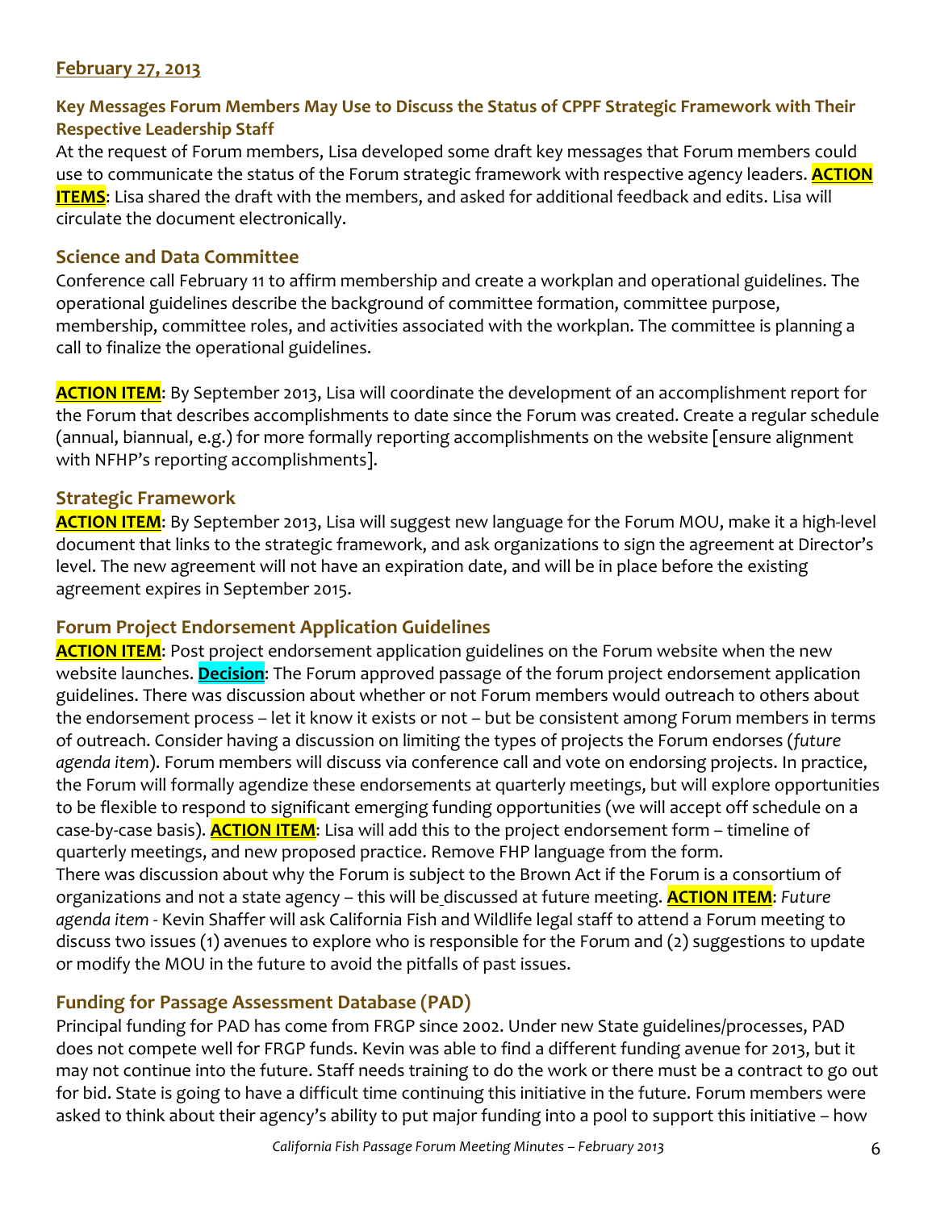**February 27, 2013**

### Key Messages Forum Members May Use to Discuss the Status of CPPF Strategic Framework with Their Respective Leadership Staff

At the request of Forum members, Lisa developed some draft key messages that Forum members could use to communicate the status of the Forum strategic framework with respective agency leaders. **ACTION ITEMS**: Lisa shared the draft with the members, and asked for additional feedback and edits. Lisa will circulate the document electronically.

### Science and Data Committee

Conference call February 11 to affirm membership and create a workplan and operational guidelines. The operational guidelines describe the background of committee formation, committee purpose, membership, committee roles, and activities associated with the workplan. The committee is planning a call to finalize the operational guidelines.

**ACTION ITEM**: By September 2013, Lisa will coordinate the development of an accomplishment report for the Forum that describes accomplishments to date since the Forum was created. Create a regular schedule (annual, biannual, e.g.) for more formally reporting accomplishments on the website [ensure alignment with NFHP's reporting accomplishments].

### Strategic Framework

**ACTION ITEM**: By September 2013, Lisa will suggest new language for the Forum MOU, make it a high-level document that links to the strategic framework, and ask organizations to sign the agreement at Director's level. The new agreement will not have an expiration date, and will be in place before the existing agreement expires in September 2015.

### Forum Project Endorsement Application Guidelines

**ACTION ITEM**: Post project endorsement application guidelines on the Forum website when the new website launches. **Decision**: The Forum approved passage of the forum project endorsement application guidelines. There was discussion about whether or not Forum members would outreach to others about the endorsement process – let it know it exists or not – but be consistent among Forum members in terms of outreach. Consider having a discussion on limiting the types of projects the Forum endorses (*future agenda item*). Forum members will discuss via conference call and vote on endorsing projects. In practice, the Forum will formally agendize these endorsements at quarterly meetings, but will explore opportunities to be flexible to respond to significant emerging funding opportunities (we will accept off schedule on a case-by-case basis). **ACTION ITEM**: Lisa will add this to the project endorsement form – timeline of quarterly meetings, and new proposed practice. Remove FHP language from the form.
There was discussion about why the Forum is subject to the Brown Act if the Forum is a consortium of organizations and not a state agency – this will be discussed at future meeting. **ACTION ITEM**: *Future agenda item* - Kevin Shaffer will ask California Fish and Wildlife legal staff to attend a Forum meeting to discuss two issues (1) avenues to explore who is responsible for the Forum and (2) suggestions to update or modify the MOU in the future to avoid the pitfalls of past issues.

### Funding for Passage Assessment Database (PAD)

Principal funding for PAD has come from FRGP since 2002. Under new State guidelines/processes, PAD does not compete well for FRGP funds. Kevin was able to find a different funding avenue for 2013, but it may not continue into the future. Staff needs training to do the work or there must be a contract to go out for bid. State is going to have a difficult time continuing this initiative in the future. Forum members were asked to think about their agency's ability to put major funding into a pool to support this initiative – how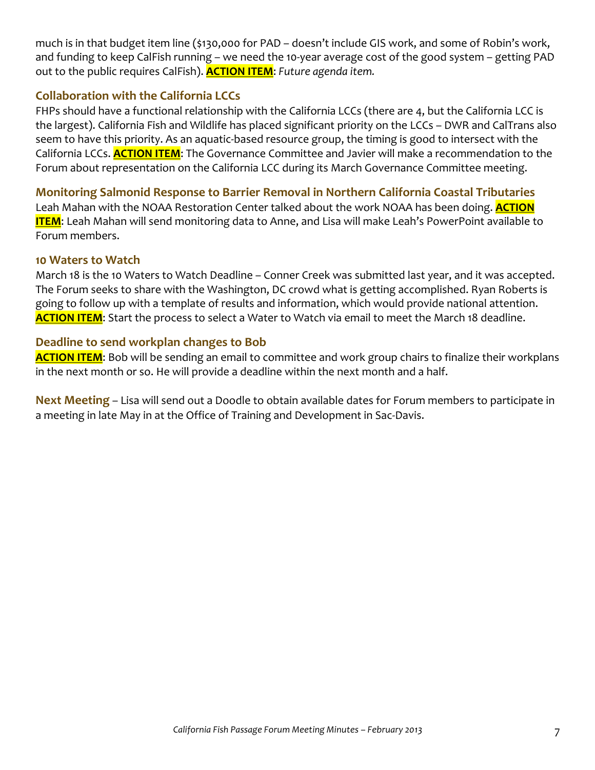much is in that budget item line ($130,000 for PAD – doesn't include GIS work, and some of Robin's work, and funding to keep CalFish running – we need the 10-year average cost of the good system – getting PAD out to the public requires CalFish). **ACTION ITEM**: *Future agenda item.*

### Collaboration with the California LCCs

FHPs should have a functional relationship with the California LCCs (there are 4, but the California LCC is the largest). California Fish and Wildlife has placed significant priority on the LCCs – DWR and CalTrans also seem to have this priority. As an aquatic-based resource group, the timing is good to intersect with the California LCCs. **ACTION ITEM**: The Governance Committee and Javier will make a recommendation to the Forum about representation on the California LCC during its March Governance Committee meeting.

### Monitoring Salmonid Response to Barrier Removal in Northern California Coastal Tributaries

Leah Mahan with the NOAA Restoration Center talked about the work NOAA has been doing. **ACTION ITEM**: Leah Mahan will send monitoring data to Anne, and Lisa will make Leah's PowerPoint available to Forum members.

### 10 Waters to Watch

March 18 is the 10 Waters to Watch Deadline – Conner Creek was submitted last year, and it was accepted. The Forum seeks to share with the Washington, DC crowd what is getting accomplished. Ryan Roberts is going to follow up with a template of results and information, which would provide national attention. **ACTION ITEM**: Start the process to select a Water to Watch via email to meet the March 18 deadline.

### Deadline to send workplan changes to Bob

**ACTION ITEM**: Bob will be sending an email to committee and work group chairs to finalize their workplans in the next month or so. He will provide a deadline within the next month and a half.

**Next Meeting** – Lisa will send out a Doodle to obtain available dates for Forum members to participate in a meeting in late May in at the Office of Training and Development in Sac-Davis.